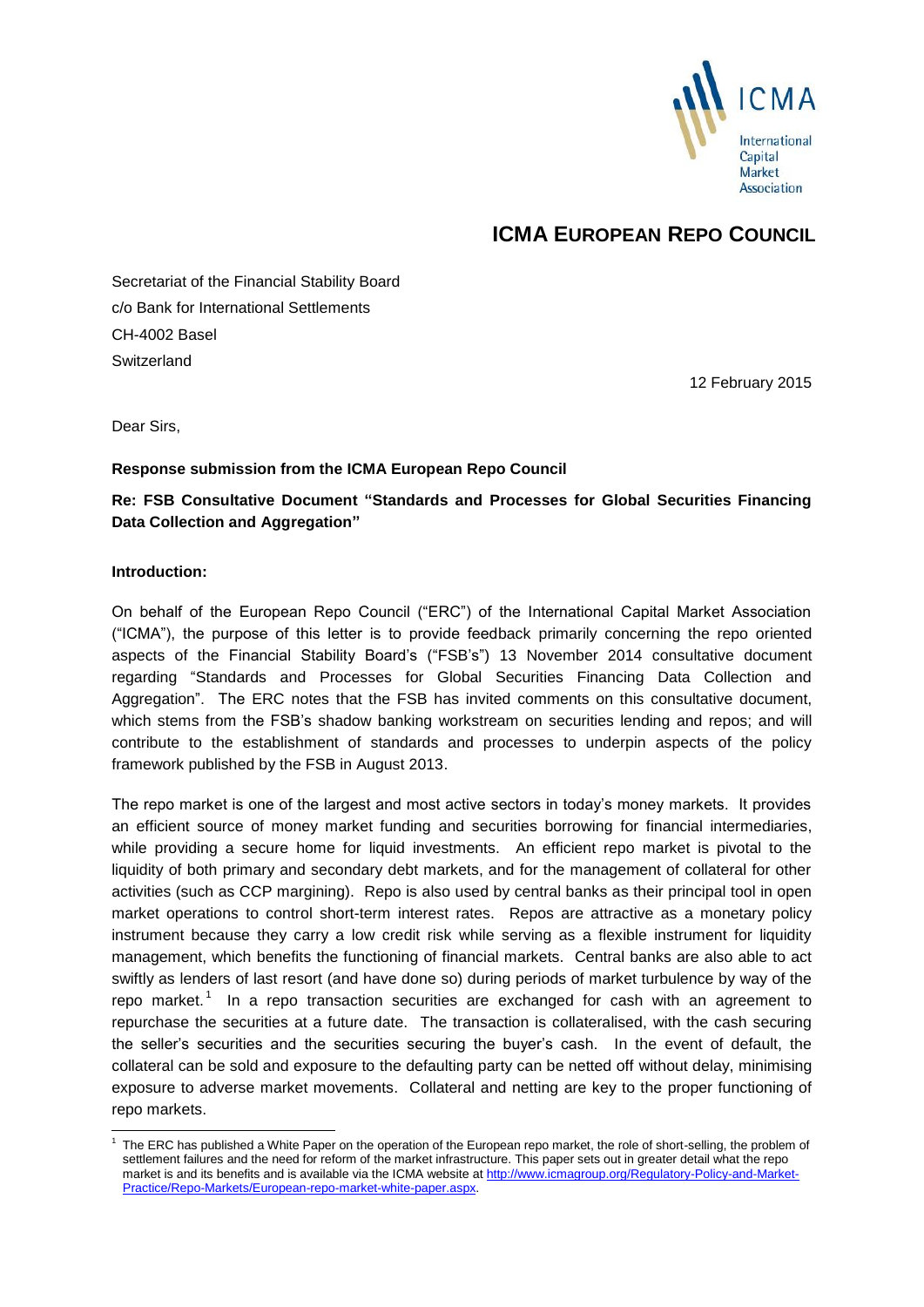# ICMA EUROPEAN REPO COUNCIL

Secretariat of the Financial Stability Board
c/o Bank for International Settlements
CH-4002 Basel
Switzerland

12 February 2015

Dear Sirs,

**Response submission from the ICMA European Repo Council**

**Re: FSB Consultative Document "Standards and Processes for Global Securities Financing Data Collection and Aggregation"**

**Introduction:**

On behalf of the European Repo Council ("ERC") of the International Capital Market Association ("ICMA"), the purpose of this letter is to provide feedback primarily concerning the repo oriented aspects of the Financial Stability Board's ("FSB's") 13 November 2014 consultative document regarding "Standards and Processes for Global Securities Financing Data Collection and Aggregation". The ERC notes that the FSB has invited comments on this consultative document, which stems from the FSB's shadow banking workstream on securities lending and repos; and will contribute to the establishment of standards and processes to underpin aspects of the policy framework published by the FSB in August 2013.

The repo market is one of the largest and most active sectors in today's money markets. It provides an efficient source of money market funding and securities borrowing for financial intermediaries, while providing a secure home for liquid investments. An efficient repo market is pivotal to the liquidity of both primary and secondary debt markets, and for the management of collateral for other activities (such as CCP margining). Repo is also used by central banks as their principal tool in open market operations to control short-term interest rates. Repos are attractive as a monetary policy instrument because they carry a low credit risk while serving as a flexible instrument for liquidity management, which benefits the functioning of financial markets. Central banks are also able to act swiftly as lenders of last resort (and have done so) during periods of market turbulence by way of the repo market.[1] In a repo transaction securities are exchanged for cash with an agreement to repurchase the securities at a future date. The transaction is collateralised, with the cash securing the seller's securities and the securities securing the buyer's cash. In the event of default, the collateral can be sold and exposure to the defaulting party can be netted off without delay, minimising exposure to adverse market movements. Collateral and netting are key to the proper functioning of repo markets.

---

[1] The ERC has published a White Paper on the operation of the European repo market, the role of short-selling, the problem of settlement failures and the need for reform of the market infrastructure. This paper sets out in greater detail what the repo market is and its benefits and is available via the ICMA website at http://www.icmagroup.org/Regulatory-Policy-and-Market-Practice/Repo-Markets/European-repo-market-white-paper.aspx.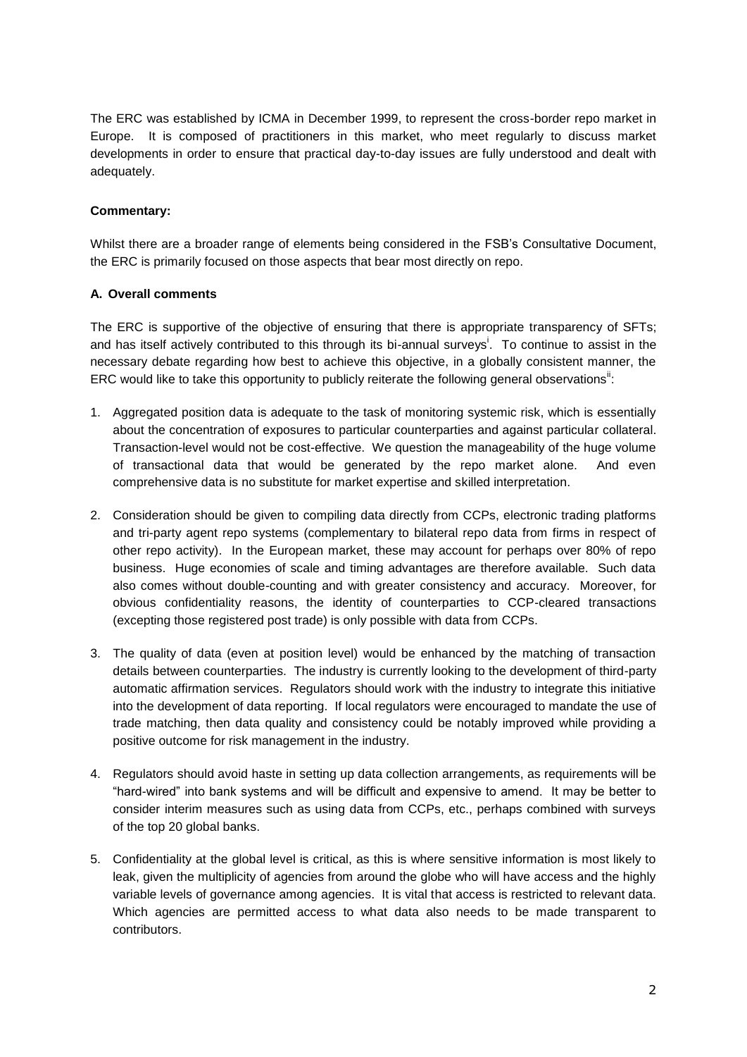The ERC was established by ICMA in December 1999, to represent the cross-border repo market in Europe. It is composed of practitioners in this market, who meet regularly to discuss market developments in order to ensure that practical day-to-day issues are fully understood and dealt with adequately.

**Commentary:**

Whilst there are a broader range of elements being considered in the FSB's Consultative Document, the ERC is primarily focused on those aspects that bear most directly on repo.

**A. Overall comments**

The ERC is supportive of the objective of ensuring that there is appropriate transparency of SFTs; and has itself actively contributed to this through its bi-annual surveys[i]. To continue to assist in the necessary debate regarding how best to achieve this objective, in a globally consistent manner, the ERC would like to take this opportunity to publicly reiterate the following general observations[ii]:

1. Aggregated position data is adequate to the task of monitoring systemic risk, which is essentially about the concentration of exposures to particular counterparties and against particular collateral. Transaction-level would not be cost-effective. We question the manageability of the huge volume of transactional data that would be generated by the repo market alone. And even comprehensive data is no substitute for market expertise and skilled interpretation.

2. Consideration should be given to compiling data directly from CCPs, electronic trading platforms and tri-party agent repo systems (complementary to bilateral repo data from firms in respect of other repo activity). In the European market, these may account for perhaps over 80% of repo business. Huge economies of scale and timing advantages are therefore available. Such data also comes without double-counting and with greater consistency and accuracy. Moreover, for obvious confidentiality reasons, the identity of counterparties to CCP-cleared transactions (excepting those registered post trade) is only possible with data from CCPs.

3. The quality of data (even at position level) would be enhanced by the matching of transaction details between counterparties. The industry is currently looking to the development of third-party automatic affirmation services. Regulators should work with the industry to integrate this initiative into the development of data reporting. If local regulators were encouraged to mandate the use of trade matching, then data quality and consistency could be notably improved while providing a positive outcome for risk management in the industry.

4. Regulators should avoid haste in setting up data collection arrangements, as requirements will be "hard-wired" into bank systems and will be difficult and expensive to amend. It may be better to consider interim measures such as using data from CCPs, etc., perhaps combined with surveys of the top 20 global banks.

5. Confidentiality at the global level is critical, as this is where sensitive information is most likely to leak, given the multiplicity of agencies from around the globe who will have access and the highly variable levels of governance among agencies. It is vital that access is restricted to relevant data. Which agencies are permitted access to what data also needs to be made transparent to contributors.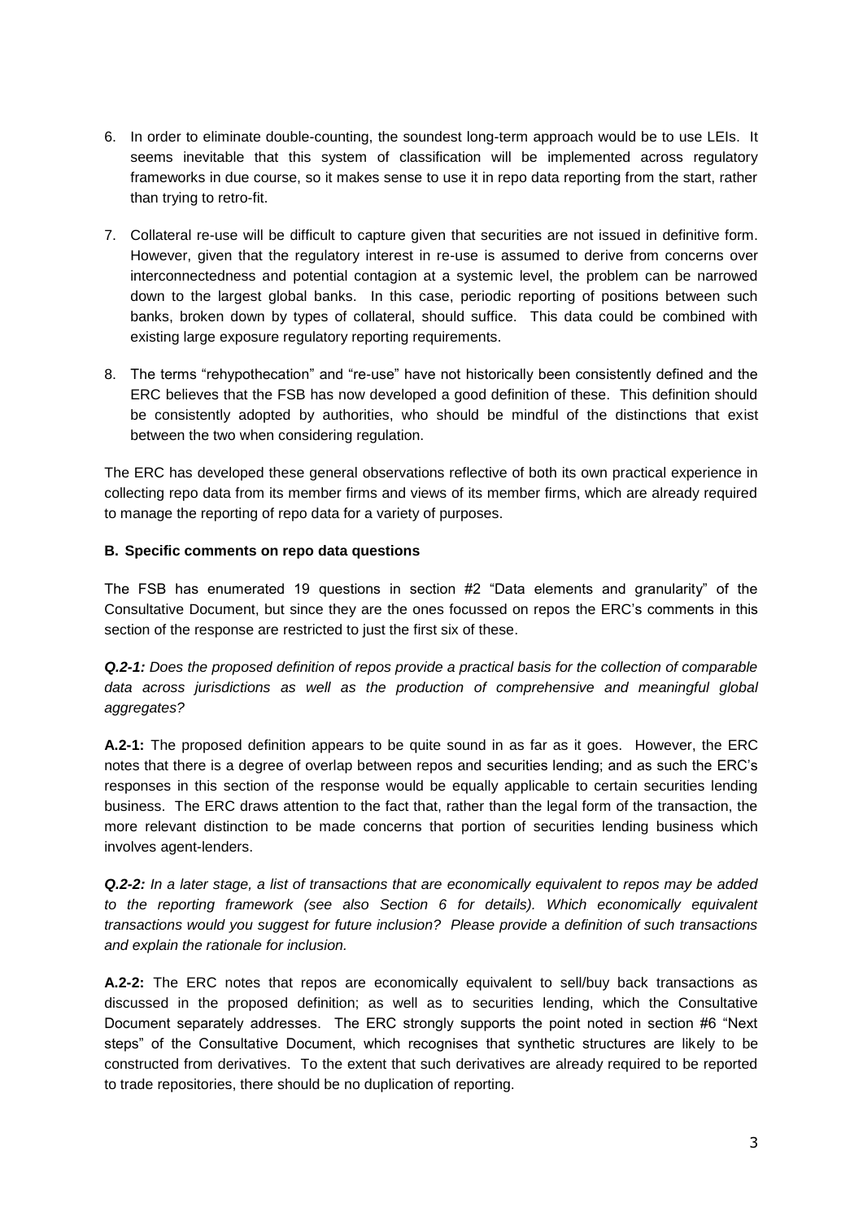6. In order to eliminate double-counting, the soundest long-term approach would be to use LEIs. It seems inevitable that this system of classification will be implemented across regulatory frameworks in due course, so it makes sense to use it in repo data reporting from the start, rather than trying to retro-fit.

7. Collateral re-use will be difficult to capture given that securities are not issued in definitive form. However, given that the regulatory interest in re-use is assumed to derive from concerns over interconnectedness and potential contagion at a systemic level, the problem can be narrowed down to the largest global banks. In this case, periodic reporting of positions between such banks, broken down by types of collateral, should suffice. This data could be combined with existing large exposure regulatory reporting requirements.

8. The terms "rehypothecation" and "re-use" have not historically been consistently defined and the ERC believes that the FSB has now developed a good definition of these. This definition should be consistently adopted by authorities, who should be mindful of the distinctions that exist between the two when considering regulation.

The ERC has developed these general observations reflective of both its own practical experience in collecting repo data from its member firms and views of its member firms, which are already required to manage the reporting of repo data for a variety of purposes.

### B. Specific comments on repo data questions

The FSB has enumerated 19 questions in section #2 "Data elements and granularity" of the Consultative Document, but since they are the ones focussed on repos the ERC's comments in this section of the response are restricted to just the first six of these.

***Q.2-1:*** *Does the proposed definition of repos provide a practical basis for the collection of comparable data across jurisdictions as well as the production of comprehensive and meaningful global aggregates?*

**A.2-1:** The proposed definition appears to be quite sound in as far as it goes. However, the ERC notes that there is a degree of overlap between repos and securities lending; and as such the ERC's responses in this section of the response would be equally applicable to certain securities lending business. The ERC draws attention to the fact that, rather than the legal form of the transaction, the more relevant distinction to be made concerns that portion of securities lending business which involves agent-lenders.

***Q.2-2:*** *In a later stage, a list of transactions that are economically equivalent to repos may be added to the reporting framework (see also Section 6 for details). Which economically equivalent transactions would you suggest for future inclusion? Please provide a definition of such transactions and explain the rationale for inclusion.*

**A.2-2:** The ERC notes that repos are economically equivalent to sell/buy back transactions as discussed in the proposed definition; as well as to securities lending, which the Consultative Document separately addresses. The ERC strongly supports the point noted in section #6 "Next steps" of the Consultative Document, which recognises that synthetic structures are likely to be constructed from derivatives. To the extent that such derivatives are already required to be reported to trade repositories, there should be no duplication of reporting.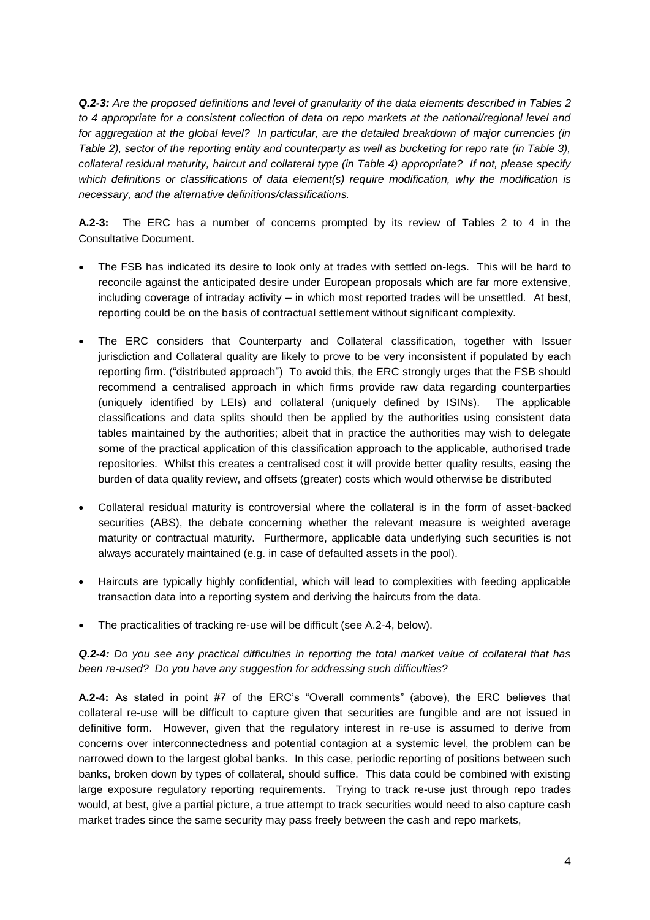***Q.2-3:*** *Are the proposed definitions and level of granularity of the data elements described in Tables 2 to 4 appropriate for a consistent collection of data on repo markets at the national/regional level and for aggregation at the global level? In particular, are the detailed breakdown of major currencies (in Table 2), sector of the reporting entity and counterparty as well as bucketing for repo rate (in Table 3), collateral residual maturity, haircut and collateral type (in Table 4) appropriate? If not, please specify which definitions or classifications of data element(s) require modification, why the modification is necessary, and the alternative definitions/classifications.*

**A.2-3:** The ERC has a number of concerns prompted by its review of Tables 2 to 4 in the Consultative Document.

- The FSB has indicated its desire to look only at trades with settled on-legs. This will be hard to reconcile against the anticipated desire under European proposals which are far more extensive, including coverage of intraday activity – in which most reported trades will be unsettled. At best, reporting could be on the basis of contractual settlement without significant complexity.
- The ERC considers that Counterparty and Collateral classification, together with Issuer jurisdiction and Collateral quality are likely to prove to be very inconsistent if populated by each reporting firm. ("distributed approach") To avoid this, the ERC strongly urges that the FSB should recommend a centralised approach in which firms provide raw data regarding counterparties (uniquely identified by LEIs) and collateral (uniquely defined by ISINs). The applicable classifications and data splits should then be applied by the authorities using consistent data tables maintained by the authorities; albeit that in practice the authorities may wish to delegate some of the practical application of this classification approach to the applicable, authorised trade repositories. Whilst this creates a centralised cost it will provide better quality results, easing the burden of data quality review, and offsets (greater) costs which would otherwise be distributed
- Collateral residual maturity is controversial where the collateral is in the form of asset-backed securities (ABS), the debate concerning whether the relevant measure is weighted average maturity or contractual maturity. Furthermore, applicable data underlying such securities is not always accurately maintained (e.g. in case of defaulted assets in the pool).
- Haircuts are typically highly confidential, which will lead to complexities with feeding applicable transaction data into a reporting system and deriving the haircuts from the data.
- The practicalities of tracking re-use will be difficult (see A.2-4, below).

***Q.2-4:*** *Do you see any practical difficulties in reporting the total market value of collateral that has been re-used? Do you have any suggestion for addressing such difficulties?*

**A.2-4:** As stated in point #7 of the ERC's "Overall comments" (above), the ERC believes that collateral re-use will be difficult to capture given that securities are fungible and are not issued in definitive form. However, given that the regulatory interest in re-use is assumed to derive from concerns over interconnectedness and potential contagion at a systemic level, the problem can be narrowed down to the largest global banks. In this case, periodic reporting of positions between such banks, broken down by types of collateral, should suffice. This data could be combined with existing large exposure regulatory reporting requirements. Trying to track re-use just through repo trades would, at best, give a partial picture, a true attempt to track securities would need to also capture cash market trades since the same security may pass freely between the cash and repo markets,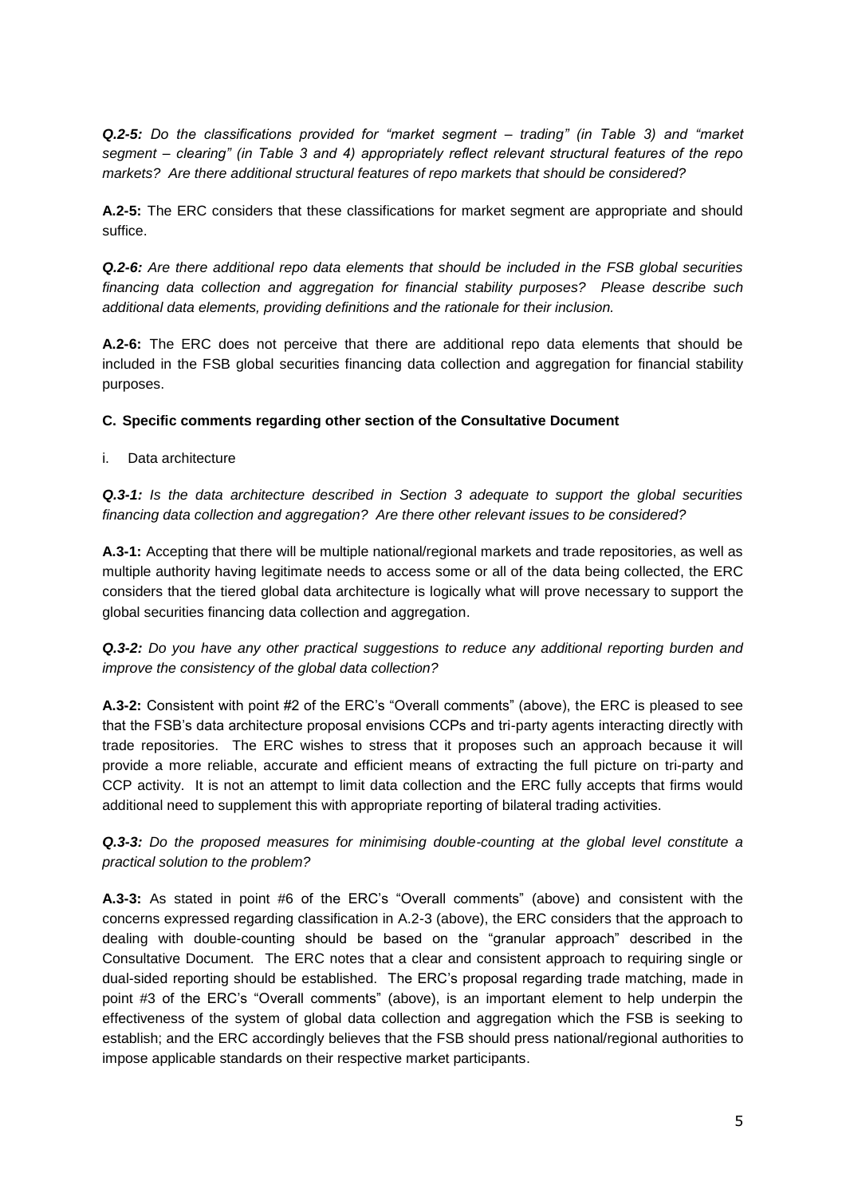***Q.2-5:*** *Do the classifications provided for "market segment – trading" (in Table 3) and "market segment – clearing" (in Table 3 and 4) appropriately reflect relevant structural features of the repo markets? Are there additional structural features of repo markets that should be considered?*

**A.2-5:** The ERC considers that these classifications for market segment are appropriate and should suffice.

***Q.2-6:*** *Are there additional repo data elements that should be included in the FSB global securities financing data collection and aggregation for financial stability purposes? Please describe such additional data elements, providing definitions and the rationale for their inclusion.*

**A.2-6:** The ERC does not perceive that there are additional repo data elements that should be included in the FSB global securities financing data collection and aggregation for financial stability purposes.

### C. Specific comments regarding other section of the Consultative Document

i. Data architecture

***Q.3-1:*** *Is the data architecture described in Section 3 adequate to support the global securities financing data collection and aggregation? Are there other relevant issues to be considered?*

**A.3-1:** Accepting that there will be multiple national/regional markets and trade repositories, as well as multiple authority having legitimate needs to access some or all of the data being collected, the ERC considers that the tiered global data architecture is logically what will prove necessary to support the global securities financing data collection and aggregation.

***Q.3-2:*** *Do you have any other practical suggestions to reduce any additional reporting burden and improve the consistency of the global data collection?*

**A.3-2:** Consistent with point #2 of the ERC's "Overall comments" (above), the ERC is pleased to see that the FSB's data architecture proposal envisions CCPs and tri-party agents interacting directly with trade repositories. The ERC wishes to stress that it proposes such an approach because it will provide a more reliable, accurate and efficient means of extracting the full picture on tri-party and CCP activity. It is not an attempt to limit data collection and the ERC fully accepts that firms would additional need to supplement this with appropriate reporting of bilateral trading activities.

***Q.3-3:*** *Do the proposed measures for minimising double-counting at the global level constitute a practical solution to the problem?*

**A.3-3:** As stated in point #6 of the ERC's "Overall comments" (above) and consistent with the concerns expressed regarding classification in A.2-3 (above), the ERC considers that the approach to dealing with double-counting should be based on the "granular approach" described in the Consultative Document. The ERC notes that a clear and consistent approach to requiring single or dual-sided reporting should be established. The ERC's proposal regarding trade matching, made in point #3 of the ERC's "Overall comments" (above), is an important element to help underpin the effectiveness of the system of global data collection and aggregation which the FSB is seeking to establish; and the ERC accordingly believes that the FSB should press national/regional authorities to impose applicable standards on their respective market participants.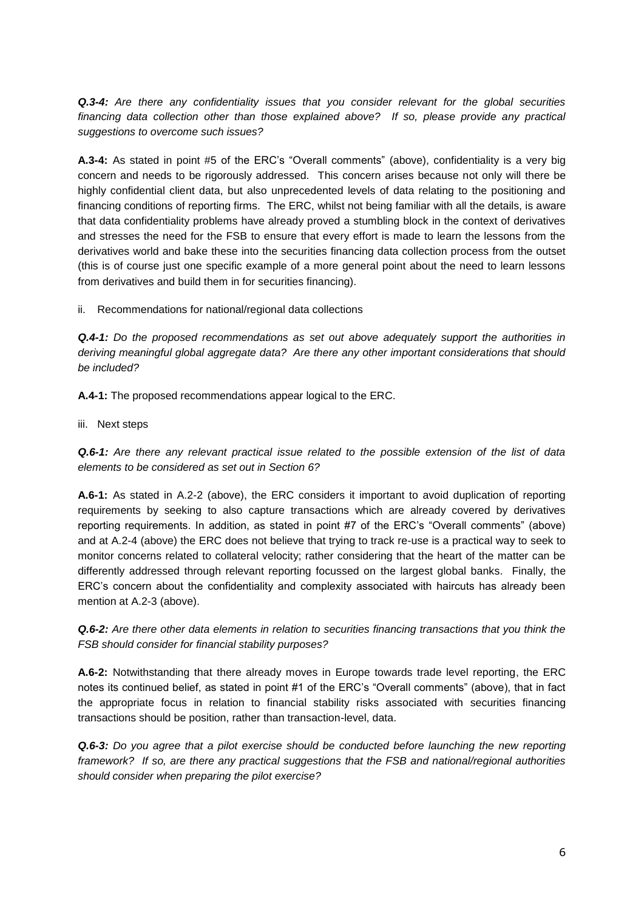***Q.3-4:*** *Are there any confidentiality issues that you consider relevant for the global securities financing data collection other than those explained above? If so, please provide any practical suggestions to overcome such issues?*

**A.3-4:** As stated in point #5 of the ERC's "Overall comments" (above), confidentiality is a very big concern and needs to be rigorously addressed. This concern arises because not only will there be highly confidential client data, but also unprecedented levels of data relating to the positioning and financing conditions of reporting firms. The ERC, whilst not being familiar with all the details, is aware that data confidentiality problems have already proved a stumbling block in the context of derivatives and stresses the need for the FSB to ensure that every effort is made to learn the lessons from the derivatives world and bake these into the securities financing data collection process from the outset (this is of course just one specific example of a more general point about the need to learn lessons from derivatives and build them in for securities financing).

ii. Recommendations for national/regional data collections

***Q.4-1:*** *Do the proposed recommendations as set out above adequately support the authorities in deriving meaningful global aggregate data? Are there any other important considerations that should be included?*

**A.4-1:** The proposed recommendations appear logical to the ERC.

iii. Next steps

***Q.6-1:*** *Are there any relevant practical issue related to the possible extension of the list of data elements to be considered as set out in Section 6?*

**A.6-1:** As stated in A.2-2 (above), the ERC considers it important to avoid duplication of reporting requirements by seeking to also capture transactions which are already covered by derivatives reporting requirements. In addition, as stated in point #7 of the ERC's "Overall comments" (above) and at A.2-4 (above) the ERC does not believe that trying to track re-use is a practical way to seek to monitor concerns related to collateral velocity; rather considering that the heart of the matter can be differently addressed through relevant reporting focussed on the largest global banks. Finally, the ERC's concern about the confidentiality and complexity associated with haircuts has already been mention at A.2-3 (above).

***Q.6-2:*** *Are there other data elements in relation to securities financing transactions that you think the FSB should consider for financial stability purposes?*

**A.6-2:** Notwithstanding that there already moves in Europe towards trade level reporting, the ERC notes its continued belief, as stated in point #1 of the ERC's "Overall comments" (above), that in fact the appropriate focus in relation to financial stability risks associated with securities financing transactions should be position, rather than transaction-level, data.

***Q.6-3:*** *Do you agree that a pilot exercise should be conducted before launching the new reporting framework? If so, are there any practical suggestions that the FSB and national/regional authorities should consider when preparing the pilot exercise?*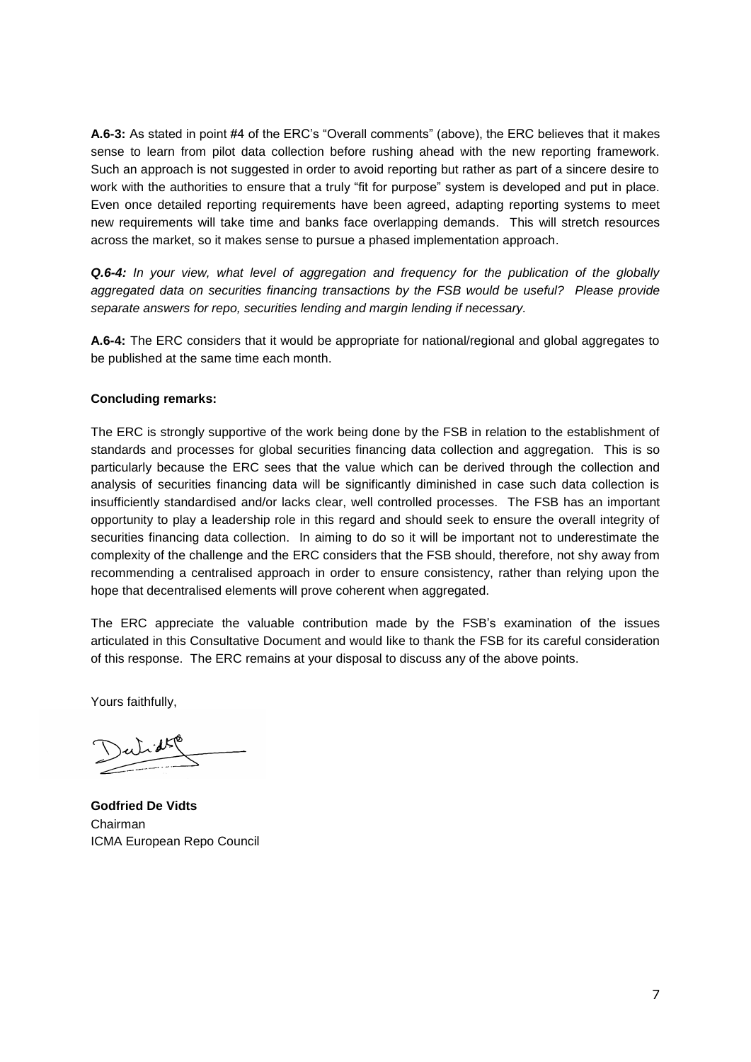**A.6-3:** As stated in point #4 of the ERC's "Overall comments" (above), the ERC believes that it makes sense to learn from pilot data collection before rushing ahead with the new reporting framework. Such an approach is not suggested in order to avoid reporting but rather as part of a sincere desire to work with the authorities to ensure that a truly "fit for purpose" system is developed and put in place. Even once detailed reporting requirements have been agreed, adapting reporting systems to meet new requirements will take time and banks face overlapping demands. This will stretch resources across the market, so it makes sense to pursue a phased implementation approach.

***Q.6-4:*** *In your view, what level of aggregation and frequency for the publication of the globally aggregated data on securities financing transactions by the FSB would be useful? Please provide separate answers for repo, securities lending and margin lending if necessary.*

**A.6-4:** The ERC considers that it would be appropriate for national/regional and global aggregates to be published at the same time each month.

**Concluding remarks:**

The ERC is strongly supportive of the work being done by the FSB in relation to the establishment of standards and processes for global securities financing data collection and aggregation. This is so particularly because the ERC sees that the value which can be derived through the collection and analysis of securities financing data will be significantly diminished in case such data collection is insufficiently standardised and/or lacks clear, well controlled processes. The FSB has an important opportunity to play a leadership role in this regard and should seek to ensure the overall integrity of securities financing data collection. In aiming to do so it will be important not to underestimate the complexity of the challenge and the ERC considers that the FSB should, therefore, not shy away from recommending a centralised approach in order to ensure consistency, rather than relying upon the hope that decentralised elements will prove coherent when aggregated.

The ERC appreciate the valuable contribution made by the FSB's examination of the issues articulated in this Consultative Document and would like to thank the FSB for its careful consideration of this response. The ERC remains at your disposal to discuss any of the above points.

Yours faithfully,

**Godfried De Vidts**
Chairman
ICMA European Repo Council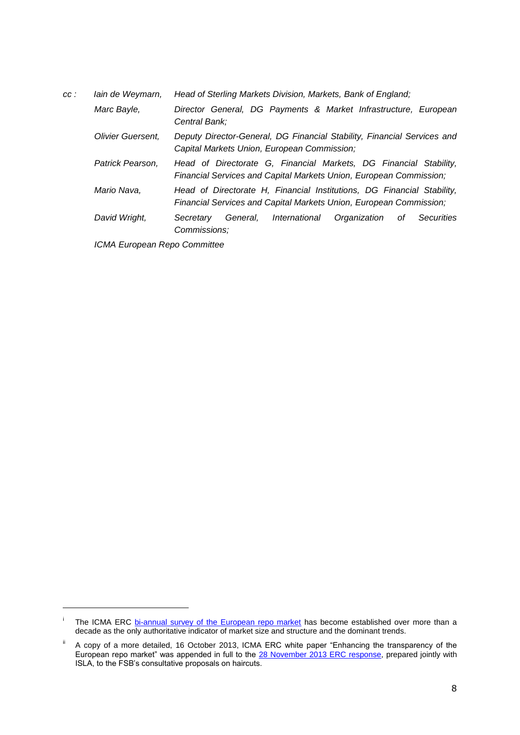*cc :*

| | |
|---|---|
| *Iain de Weymarn,* | *Head of Sterling Markets Division, Markets, Bank of England;* |
| *Marc Bayle,* | *Director General, DG Payments & Market Infrastructure, European Central Bank;* |
| *Olivier Guersent,* | *Deputy Director-General, DG Financial Stability, Financial Services and Capital Markets Union, European Commission;* |
| *Patrick Pearson,* | *Head of Directorate G, Financial Markets, DG Financial Stability, Financial Services and Capital Markets Union, European Commission;* |
| *Mario Nava,* | *Head of Directorate H, Financial Institutions, DG Financial Stability, Financial Services and Capital Markets Union, European Commission;* |
| *David Wright,* | *Secretary General, International Organization of Securities Commissions;* |

*ICMA European Repo Committee*

---

[i] The ICMA ERC bi-annual survey of the European repo market has become established over more than a decade as the only authoritative indicator of market size and structure and the dominant trends.

[ii] A copy of a more detailed, 16 October 2013, ICMA ERC white paper "Enhancing the transparency of the European repo market" was appended in full to the 28 November 2013 ERC response, prepared jointly with ISLA, to the FSB's consultative proposals on haircuts.